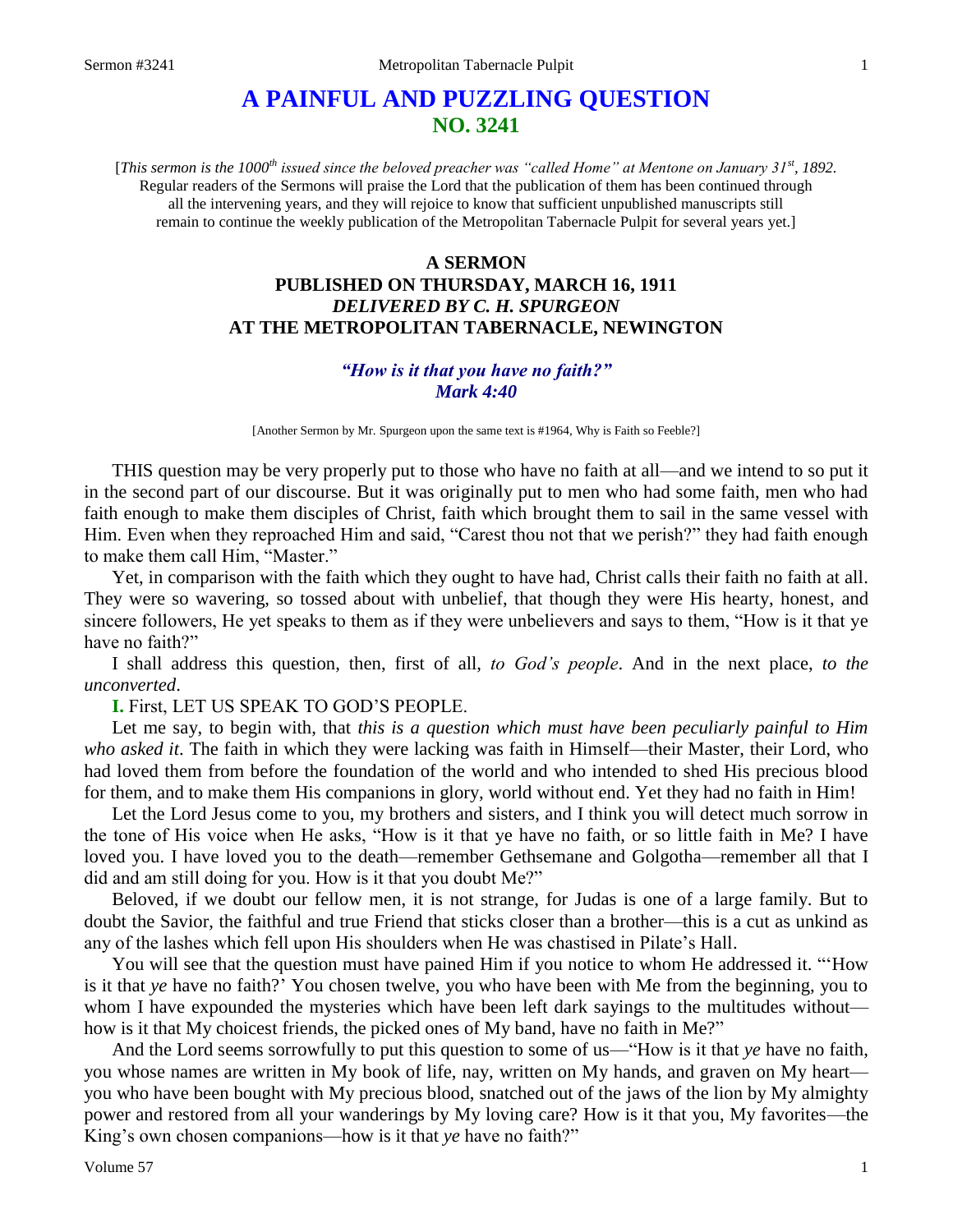# A PAINFUL AND PUZZLING QUESTION
## NO. 3241

[*This sermon is the 1000th issued since the beloved preacher was "called Home" at Mentone on January 31st, 1892.* Regular readers of the Sermons will praise the Lord that the publication of them has been continued through all the intervening years, and they will rejoice to know that sufficient unpublished manuscripts still remain to continue the weekly publication of the Metropolitan Tabernacle Pulpit for several years yet.]

### A SERMON
### PUBLISHED ON THURSDAY, MARCH 16, 1911
### *DELIVERED BY C. H. SPURGEON*
### AT THE METROPOLITAN TABERNACLE, NEWINGTON

***"How is it that you have no faith?"***
***Mark 4:40***

[Another Sermon by Mr. Spurgeon upon the same text is #1964, Why is Faith so Feeble?]

THIS question may be very properly put to those who have no faith at all—and we intend to so put it in the second part of our discourse. But it was originally put to men who had some faith, men who had faith enough to make them disciples of Christ, faith which brought them to sail in the same vessel with Him. Even when they reproached Him and said, "Carest thou not that we perish?" they had faith enough to make them call Him, "Master."

Yet, in comparison with the faith which they ought to have had, Christ calls their faith no faith at all. They were so wavering, so tossed about with unbelief, that though they were His hearty, honest, and sincere followers, He yet speaks to them as if they were unbelievers and says to them, "How is it that ye have no faith?"

I shall address this question, then, first of all, *to God's people*. And in the next place, *to the unconverted*.

**I.** First, LET US SPEAK TO GOD'S PEOPLE.

Let me say, to begin with, that *this is a question which must have been peculiarly painful to Him who asked it*. The faith in which they were lacking was faith in Himself—their Master, their Lord, who had loved them from before the foundation of the world and who intended to shed His precious blood for them, and to make them His companions in glory, world without end. Yet they had no faith in Him!

Let the Lord Jesus come to you, my brothers and sisters, and I think you will detect much sorrow in the tone of His voice when He asks, "How is it that ye have no faith, or so little faith in Me? I have loved you. I have loved you to the death—remember Gethsemane and Golgotha—remember all that I did and am still doing for you. How is it that you doubt Me?"

Beloved, if we doubt our fellow men, it is not strange, for Judas is one of a large family. But to doubt the Savior, the faithful and true Friend that sticks closer than a brother—this is a cut as unkind as any of the lashes which fell upon His shoulders when He was chastised in Pilate's Hall.

You will see that the question must have pained Him if you notice to whom He addressed it. "'How is it that *ye* have no faith?' You chosen twelve, you who have been with Me from the beginning, you to whom I have expounded the mysteries which have been left dark sayings to the multitudes without—how is it that My choicest friends, the picked ones of My band, have no faith in Me?"

And the Lord seems sorrowfully to put this question to some of us—"How is it that *ye* have no faith, you whose names are written in My book of life, nay, written on My hands, and graven on My heart—you who have been bought with My precious blood, snatched out of the jaws of the lion by My almighty power and restored from all your wanderings by My loving care? How is it that you, My favorites—the King's own chosen companions—how is it that *ye* have no faith?"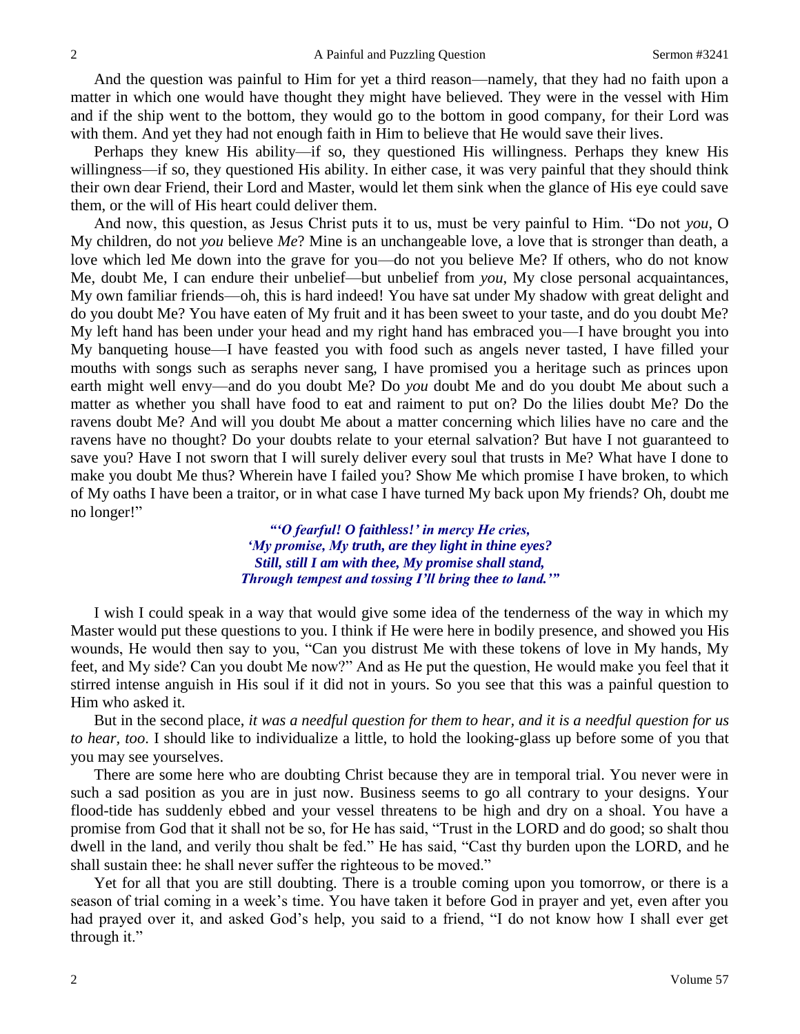And the question was painful to Him for yet a third reason—namely, that they had no faith upon a matter in which one would have thought they might have believed. They were in the vessel with Him and if the ship went to the bottom, they would go to the bottom in good company, for their Lord was with them. And yet they had not enough faith in Him to believe that He would save their lives.

Perhaps they knew His ability—if so, they questioned His willingness. Perhaps they knew His willingness—if so, they questioned His ability. In either case, it was very painful that they should think their own dear Friend, their Lord and Master, would let them sink when the glance of His eye could save them, or the will of His heart could deliver them.

And now, this question, as Jesus Christ puts it to us, must be very painful to Him. "Do not *you*, O My children, do not *you* believe *Me*? Mine is an unchangeable love, a love that is stronger than death, a love which led Me down into the grave for you—do not you believe Me? If others, who do not know Me, doubt Me, I can endure their unbelief—but unbelief from *you*, My close personal acquaintances, My own familiar friends—oh, this is hard indeed! You have sat under My shadow with great delight and do you doubt Me? You have eaten of My fruit and it has been sweet to your taste, and do you doubt Me? My left hand has been under your head and my right hand has embraced you—I have brought you into My banqueting house—I have feasted you with food such as angels never tasted, I have filled your mouths with songs such as seraphs never sang, I have promised you a heritage such as princes upon earth might well envy—and do you doubt Me? Do *you* doubt Me and do you doubt Me about such a matter as whether you shall have food to eat and raiment to put on? Do the lilies doubt Me? Do the ravens doubt Me? And will you doubt Me about a matter concerning which lilies have no care and the ravens have no thought? Do your doubts relate to your eternal salvation? But have I not guaranteed to save you? Have I not sworn that I will surely deliver every soul that trusts in Me? What have I done to make you doubt Me thus? Wherein have I failed you? Show Me which promise I have broken, to which of My oaths I have been a traitor, or in what case I have turned My back upon My friends? Oh, doubt me no longer!"

> *"'O fearful! O faithless!' in mercy He cries,*
> *'My promise, My truth, are they light in thine eyes?*
> *Still, still I am with thee, My promise shall stand,*
> *Through tempest and tossing I'll bring thee to land.'"*

I wish I could speak in a way that would give some idea of the tenderness of the way in which my Master would put these questions to you. I think if He were here in bodily presence, and showed you His wounds, He would then say to you, "Can you distrust Me with these tokens of love in My hands, My feet, and My side? Can you doubt Me now?" And as He put the question, He would make you feel that it stirred intense anguish in His soul if it did not in yours. So you see that this was a painful question to Him who asked it.

But in the second place, *it was a needful question for them to hear, and it is a needful question for us to hear, too*. I should like to individualize a little, to hold the looking-glass up before some of you that you may see yourselves.

There are some here who are doubting Christ because they are in temporal trial. You never were in such a sad position as you are in just now. Business seems to go all contrary to your designs. Your flood-tide has suddenly ebbed and your vessel threatens to be high and dry on a shoal. You have a promise from God that it shall not be so, for He has said, "Trust in the LORD and do good; so shalt thou dwell in the land, and verily thou shalt be fed." He has said, "Cast thy burden upon the LORD, and he shall sustain thee: he shall never suffer the righteous to be moved."

Yet for all that you are still doubting. There is a trouble coming upon you tomorrow, or there is a season of trial coming in a week's time. You have taken it before God in prayer and yet, even after you had prayed over it, and asked God's help, you said to a friend, "I do not know how I shall ever get through it."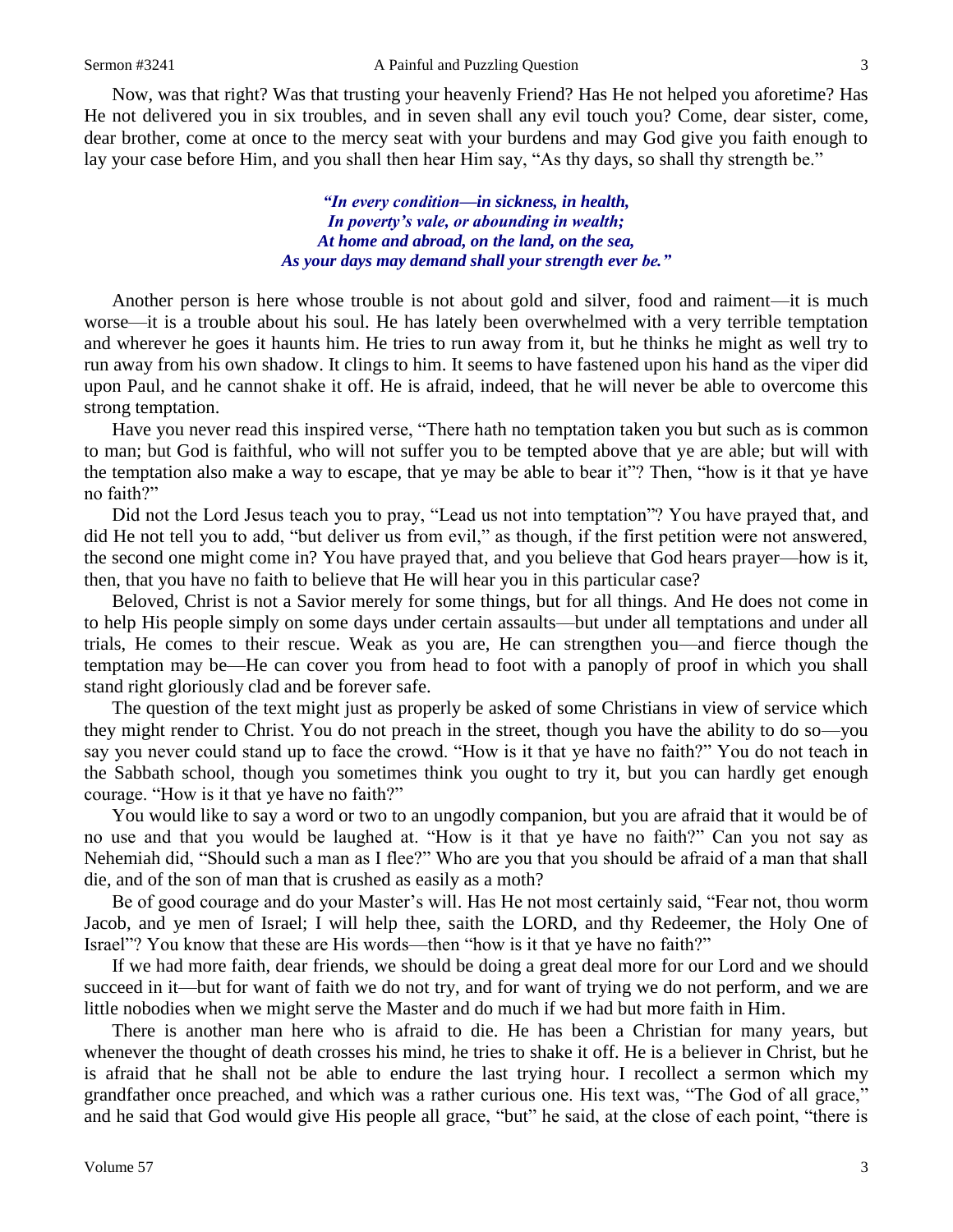Now, was that right? Was that trusting your heavenly Friend? Has He not helped you aforetime? Has He not delivered you in six troubles, and in seven shall any evil touch you? Come, dear sister, come, dear brother, come at once to the mercy seat with your burdens and may God give you faith enough to lay your case before Him, and you shall then hear Him say, "As thy days, so shall thy strength be."

> ***"In every condition—in sickness, in health,***
> ***In poverty's vale, or abounding in wealth;***
> ***At home and abroad, on the land, on the sea,***
> ***As your days may demand shall your strength ever be."***

Another person is here whose trouble is not about gold and silver, food and raiment—it is much worse—it is a trouble about his soul. He has lately been overwhelmed with a very terrible temptation and wherever he goes it haunts him. He tries to run away from it, but he thinks he might as well try to run away from his own shadow. It clings to him. It seems to have fastened upon his hand as the viper did upon Paul, and he cannot shake it off. He is afraid, indeed, that he will never be able to overcome this strong temptation.

Have you never read this inspired verse, "There hath no temptation taken you but such as is common to man; but God is faithful, who will not suffer you to be tempted above that ye are able; but will with the temptation also make a way to escape, that ye may be able to bear it"? Then, "how is it that ye have no faith?"

Did not the Lord Jesus teach you to pray, "Lead us not into temptation"? You have prayed that, and did He not tell you to add, "but deliver us from evil," as though, if the first petition were not answered, the second one might come in? You have prayed that, and you believe that God hears prayer—how is it, then, that you have no faith to believe that He will hear you in this particular case?

Beloved, Christ is not a Savior merely for some things, but for all things. And He does not come in to help His people simply on some days under certain assaults—but under all temptations and under all trials, He comes to their rescue. Weak as you are, He can strengthen you—and fierce though the temptation may be—He can cover you from head to foot with a panoply of proof in which you shall stand right gloriously clad and be forever safe.

The question of the text might just as properly be asked of some Christians in view of service which they might render to Christ. You do not preach in the street, though you have the ability to do so—you say you never could stand up to face the crowd. "How is it that ye have no faith?" You do not teach in the Sabbath school, though you sometimes think you ought to try it, but you can hardly get enough courage. "How is it that ye have no faith?"

You would like to say a word or two to an ungodly companion, but you are afraid that it would be of no use and that you would be laughed at. "How is it that ye have no faith?" Can you not say as Nehemiah did, "Should such a man as I flee?" Who are you that you should be afraid of a man that shall die, and of the son of man that is crushed as easily as a moth?

Be of good courage and do your Master's will. Has He not most certainly said, "Fear not, thou worm Jacob, and ye men of Israel; I will help thee, saith the LORD, and thy Redeemer, the Holy One of Israel"? You know that these are His words—then "how is it that ye have no faith?"

If we had more faith, dear friends, we should be doing a great deal more for our Lord and we should succeed in it—but for want of faith we do not try, and for want of trying we do not perform, and we are little nobodies when we might serve the Master and do much if we had but more faith in Him.

There is another man here who is afraid to die. He has been a Christian for many years, but whenever the thought of death crosses his mind, he tries to shake it off. He is a believer in Christ, but he is afraid that he shall not be able to endure the last trying hour. I recollect a sermon which my grandfather once preached, and which was a rather curious one. His text was, "The God of all grace," and he said that God would give His people all grace, "but" he said, at the close of each point, "there is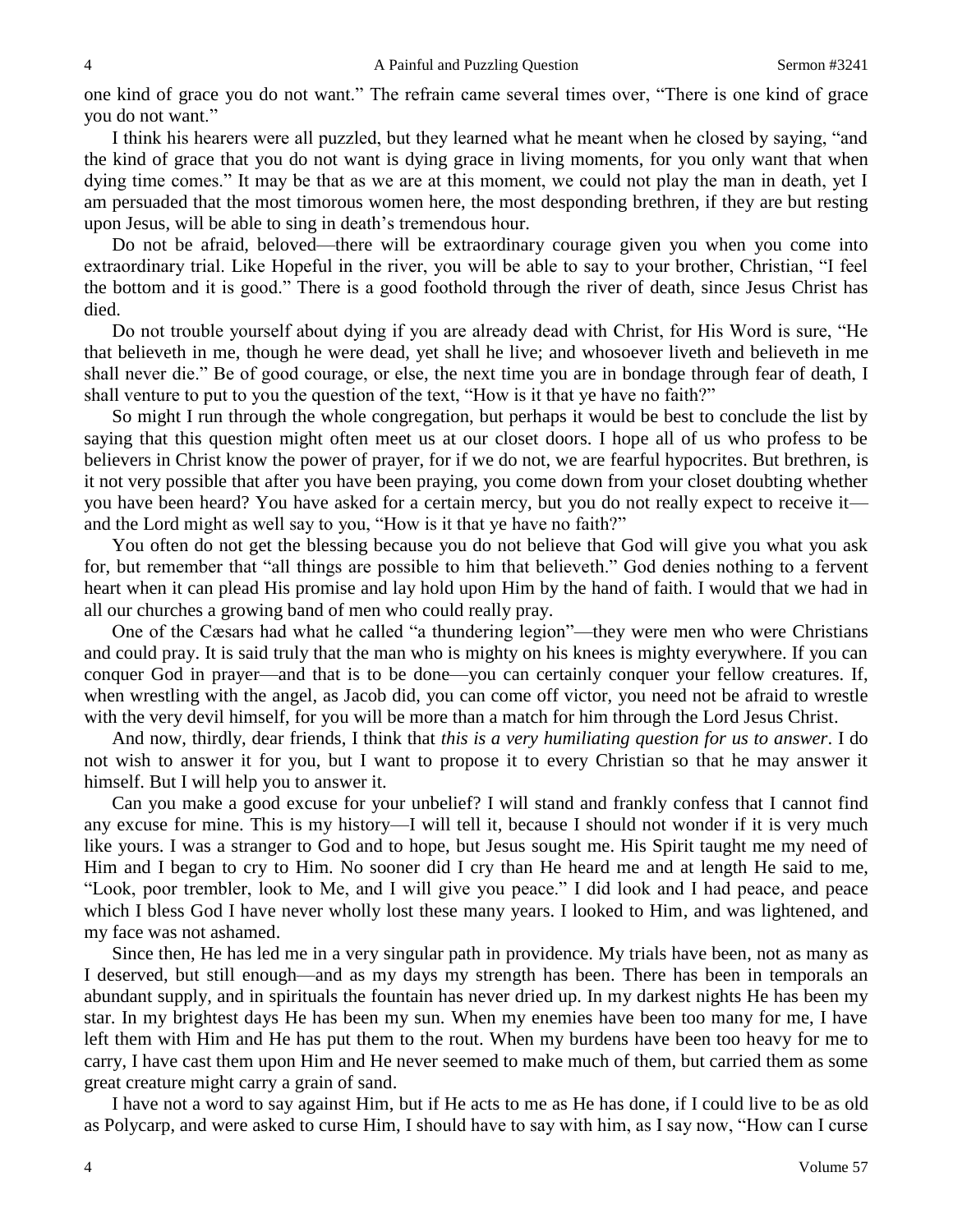one kind of grace you do not want." The refrain came several times over, "There is one kind of grace you do not want."

I think his hearers were all puzzled, but they learned what he meant when he closed by saying, "and the kind of grace that you do not want is dying grace in living moments, for you only want that when dying time comes." It may be that as we are at this moment, we could not play the man in death, yet I am persuaded that the most timorous women here, the most desponding brethren, if they are but resting upon Jesus, will be able to sing in death's tremendous hour.

Do not be afraid, beloved—there will be extraordinary courage given you when you come into extraordinary trial. Like Hopeful in the river, you will be able to say to your brother, Christian, "I feel the bottom and it is good." There is a good foothold through the river of death, since Jesus Christ has died.

Do not trouble yourself about dying if you are already dead with Christ, for His Word is sure, "He that believeth in me, though he were dead, yet shall he live; and whosoever liveth and believeth in me shall never die." Be of good courage, or else, the next time you are in bondage through fear of death, I shall venture to put to you the question of the text, "How is it that ye have no faith?"

So might I run through the whole congregation, but perhaps it would be best to conclude the list by saying that this question might often meet us at our closet doors. I hope all of us who profess to be believers in Christ know the power of prayer, for if we do not, we are fearful hypocrites. But brethren, is it not very possible that after you have been praying, you come down from your closet doubting whether you have been heard? You have asked for a certain mercy, but you do not really expect to receive it—and the Lord might as well say to you, "How is it that ye have no faith?"

You often do not get the blessing because you do not believe that God will give you what you ask for, but remember that "all things are possible to him that believeth." God denies nothing to a fervent heart when it can plead His promise and lay hold upon Him by the hand of faith. I would that we had in all our churches a growing band of men who could really pray.

One of the Cæsars had what he called "a thundering legion"—they were men who were Christians and could pray. It is said truly that the man who is mighty on his knees is mighty everywhere. If you can conquer God in prayer—and that is to be done—you can certainly conquer your fellow creatures. If, when wrestling with the angel, as Jacob did, you can come off victor, you need not be afraid to wrestle with the very devil himself, for you will be more than a match for him through the Lord Jesus Christ.

And now, thirdly, dear friends, I think that *this is a very humiliating question for us to answer*. I do not wish to answer it for you, but I want to propose it to every Christian so that he may answer it himself. But I will help you to answer it.

Can you make a good excuse for your unbelief? I will stand and frankly confess that I cannot find any excuse for mine. This is my history—I will tell it, because I should not wonder if it is very much like yours. I was a stranger to God and to hope, but Jesus sought me. His Spirit taught me my need of Him and I began to cry to Him. No sooner did I cry than He heard me and at length He said to me, "Look, poor trembler, look to Me, and I will give you peace." I did look and I had peace, and peace which I bless God I have never wholly lost these many years. I looked to Him, and was lightened, and my face was not ashamed.

Since then, He has led me in a very singular path in providence. My trials have been, not as many as I deserved, but still enough—and as my days my strength has been. There has been in temporals an abundant supply, and in spirituals the fountain has never dried up. In my darkest nights He has been my star. In my brightest days He has been my sun. When my enemies have been too many for me, I have left them with Him and He has put them to the rout. When my burdens have been too heavy for me to carry, I have cast them upon Him and He never seemed to make much of them, but carried them as some great creature might carry a grain of sand.

I have not a word to say against Him, but if He acts to me as He has done, if I could live to be as old as Polycarp, and were asked to curse Him, I should have to say with him, as I say now, "How can I curse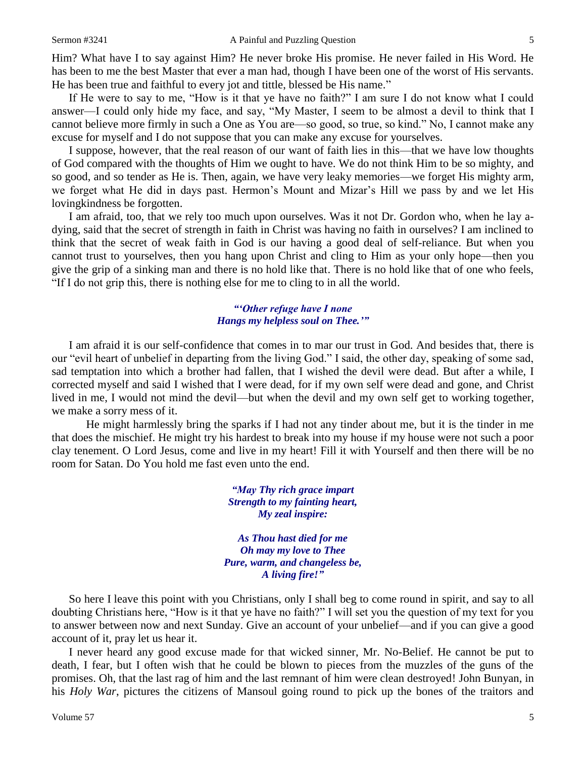Him? What have I to say against Him? He never broke His promise. He never failed in His Word. He has been to me the best Master that ever a man had, though I have been one of the worst of His servants. He has been true and faithful to every jot and tittle, blessed be His name."

If He were to say to me, "How is it that ye have no faith?" I am sure I do not know what I could answer—I could only hide my face, and say, "My Master, I seem to be almost a devil to think that I cannot believe more firmly in such a One as You are—so good, so true, so kind." No, I cannot make any excuse for myself and I do not suppose that you can make any excuse for yourselves.

I suppose, however, that the real reason of our want of faith lies in this—that we have low thoughts of God compared with the thoughts of Him we ought to have. We do not think Him to be so mighty, and so good, and so tender as He is. Then, again, we have very leaky memories—we forget His mighty arm, we forget what He did in days past. Hermon's Mount and Mizar's Hill we pass by and we let His lovingkindness be forgotten.

I am afraid, too, that we rely too much upon ourselves. Was it not Dr. Gordon who, when he lay a-dying, said that the secret of strength in faith in Christ was having no faith in ourselves? I am inclined to think that the secret of weak faith in God is our having a good deal of self-reliance. But when you cannot trust to yourselves, then you hang upon Christ and cling to Him as your only hope—then you give the grip of a sinking man and there is no hold like that. There is no hold like that of one who feels, "If I do not grip this, there is nothing else for me to cling to in all the world.

*"'Other refuge have I none*
*Hangs my helpless soul on Thee.'"*

I am afraid it is our self-confidence that comes in to mar our trust in God. And besides that, there is our "evil heart of unbelief in departing from the living God." I said, the other day, speaking of some sad, sad temptation into which a brother had fallen, that I wished the devil were dead. But after a while, I corrected myself and said I wished that I were dead, for if my own self were dead and gone, and Christ lived in me, I would not mind the devil—but when the devil and my own self get to working together, we make a sorry mess of it.

He might harmlessly bring the sparks if I had not any tinder about me, but it is the tinder in me that does the mischief. He might try his hardest to break into my house if my house were not such a poor clay tenement. O Lord Jesus, come and live in my heart! Fill it with Yourself and then there will be no room for Satan. Do You hold me fast even unto the end.

*"May Thy rich grace impart*
*Strength to my fainting heart,*
*My zeal inspire:*

*As Thou hast died for me*
*Oh may my love to Thee*
*Pure, warm, and changeless be,*
*A living fire!"*

So here I leave this point with you Christians, only I shall beg to come round in spirit, and say to all doubting Christians here, "How is it that ye have no faith?" I will set you the question of my text for you to answer between now and next Sunday. Give an account of your unbelief—and if you can give a good account of it, pray let us hear it.

I never heard any good excuse made for that wicked sinner, Mr. No-Belief. He cannot be put to death, I fear, but I often wish that he could be blown to pieces from the muzzles of the guns of the promises. Oh, that the last rag of him and the last remnant of him were clean destroyed! John Bunyan, in his *Holy War*, pictures the citizens of Mansoul going round to pick up the bones of the traitors and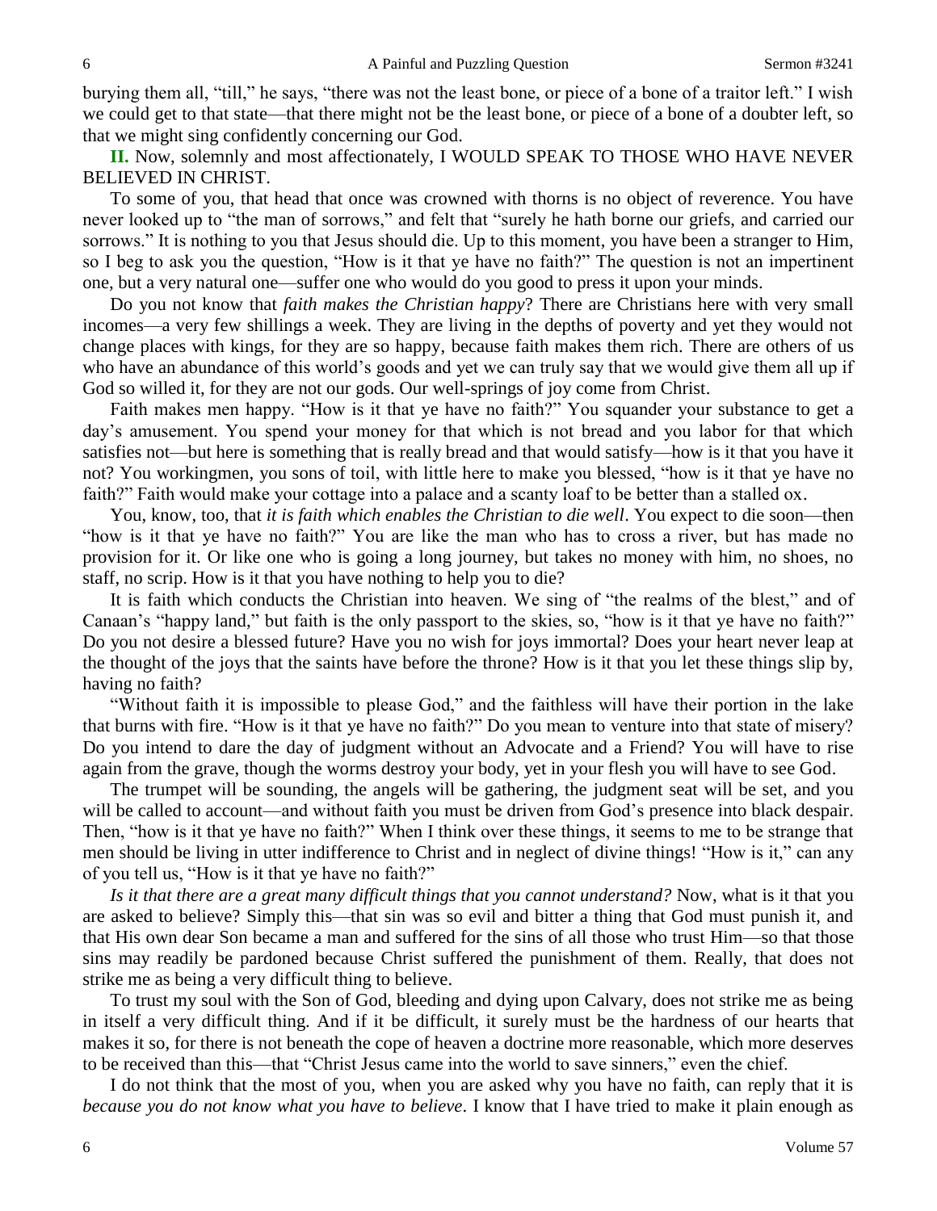burying them all, "till," he says, "there was not the least bone, or piece of a bone of a traitor left." I wish we could get to that state—that there might not be the least bone, or piece of a bone of a doubter left, so that we might sing confidently concerning our God.

**II.** Now, solemnly and most affectionately, I WOULD SPEAK TO THOSE WHO HAVE NEVER BELIEVED IN CHRIST.

To some of you, that head that once was crowned with thorns is no object of reverence. You have never looked up to "the man of sorrows," and felt that "surely he hath borne our griefs, and carried our sorrows." It is nothing to you that Jesus should die. Up to this moment, you have been a stranger to Him, so I beg to ask you the question, "How is it that ye have no faith?" The question is not an impertinent one, but a very natural one—suffer one who would do you good to press it upon your minds.

Do you not know that *faith makes the Christian happy*? There are Christians here with very small incomes—a very few shillings a week. They are living in the depths of poverty and yet they would not change places with kings, for they are so happy, because faith makes them rich. There are others of us who have an abundance of this world's goods and yet we can truly say that we would give them all up if God so willed it, for they are not our gods. Our well-springs of joy come from Christ.

Faith makes men happy. "How is it that ye have no faith?" You squander your substance to get a day's amusement. You spend your money for that which is not bread and you labor for that which satisfies not—but here is something that is really bread and that would satisfy—how is it that you have it not? You workingmen, you sons of toil, with little here to make you blessed, "how is it that ye have no faith?" Faith would make your cottage into a palace and a scanty loaf to be better than a stalled ox.

You, know, too, that *it is faith which enables the Christian to die well*. You expect to die soon—then "how is it that ye have no faith?" You are like the man who has to cross a river, but has made no provision for it. Or like one who is going a long journey, but takes no money with him, no shoes, no staff, no scrip. How is it that you have nothing to help you to die?

It is faith which conducts the Christian into heaven. We sing of "the realms of the blest," and of Canaan's "happy land," but faith is the only passport to the skies, so, "how is it that ye have no faith?" Do you not desire a blessed future? Have you no wish for joys immortal? Does your heart never leap at the thought of the joys that the saints have before the throne? How is it that you let these things slip by, having no faith?

"Without faith it is impossible to please God," and the faithless will have their portion in the lake that burns with fire. "How is it that ye have no faith?" Do you mean to venture into that state of misery? Do you intend to dare the day of judgment without an Advocate and a Friend? You will have to rise again from the grave, though the worms destroy your body, yet in your flesh you will have to see God.

The trumpet will be sounding, the angels will be gathering, the judgment seat will be set, and you will be called to account—and without faith you must be driven from God's presence into black despair. Then, "how is it that ye have no faith?" When I think over these things, it seems to me to be strange that men should be living in utter indifference to Christ and in neglect of divine things! "How is it," can any of you tell us, "How is it that ye have no faith?"

*Is it that there are a great many difficult things that you cannot understand?* Now, what is it that you are asked to believe? Simply this—that sin was so evil and bitter a thing that God must punish it, and that His own dear Son became a man and suffered for the sins of all those who trust Him—so that those sins may readily be pardoned because Christ suffered the punishment of them. Really, that does not strike me as being a very difficult thing to believe.

To trust my soul with the Son of God, bleeding and dying upon Calvary, does not strike me as being in itself a very difficult thing. And if it be difficult, it surely must be the hardness of our hearts that makes it so, for there is not beneath the cope of heaven a doctrine more reasonable, which more deserves to be received than this—that "Christ Jesus came into the world to save sinners," even the chief.

I do not think that the most of you, when you are asked why you have no faith, can reply that it is *because you do not know what you have to believe*. I know that I have tried to make it plain enough as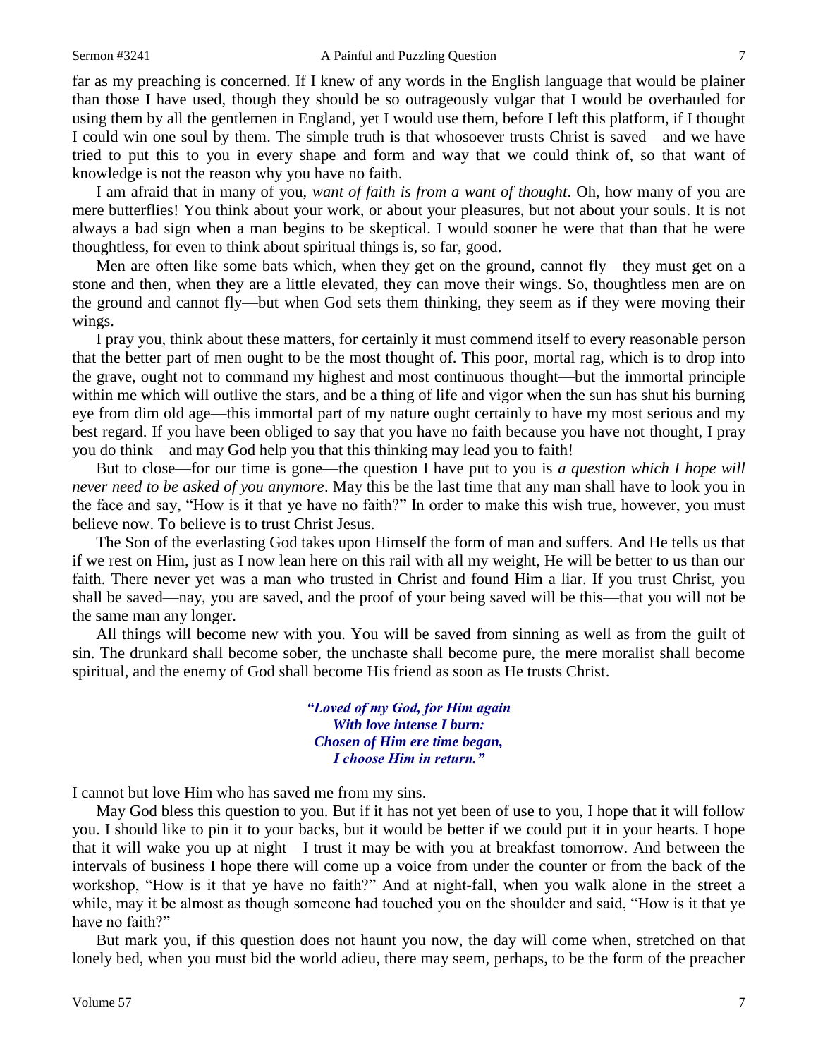far as my preaching is concerned. If I knew of any words in the English language that would be plainer than those I have used, though they should be so outrageously vulgar that I would be overhauled for using them by all the gentlemen in England, yet I would use them, before I left this platform, if I thought I could win one soul by them. The simple truth is that whosoever trusts Christ is saved—and we have tried to put this to you in every shape and form and way that we could think of, so that want of knowledge is not the reason why you have no faith.

I am afraid that in many of you, *want of faith is from a want of thought*. Oh, how many of you are mere butterflies! You think about your work, or about your pleasures, but not about your souls. It is not always a bad sign when a man begins to be skeptical. I would sooner he were that than that he were thoughtless, for even to think about spiritual things is, so far, good.

Men are often like some bats which, when they get on the ground, cannot fly—they must get on a stone and then, when they are a little elevated, they can move their wings. So, thoughtless men are on the ground and cannot fly—but when God sets them thinking, they seem as if they were moving their wings.

I pray you, think about these matters, for certainly it must commend itself to every reasonable person that the better part of men ought to be the most thought of. This poor, mortal rag, which is to drop into the grave, ought not to command my highest and most continuous thought—but the immortal principle within me which will outlive the stars, and be a thing of life and vigor when the sun has shut his burning eye from dim old age—this immortal part of my nature ought certainly to have my most serious and my best regard. If you have been obliged to say that you have no faith because you have not thought, I pray you do think—and may God help you that this thinking may lead you to faith!

But to close—for our time is gone—the question I have put to you is *a question which I hope will never need to be asked of you anymore*. May this be the last time that any man shall have to look you in the face and say, "How is it that ye have no faith?" In order to make this wish true, however, you must believe now. To believe is to trust Christ Jesus.

The Son of the everlasting God takes upon Himself the form of man and suffers. And He tells us that if we rest on Him, just as I now lean here on this rail with all my weight, He will be better to us than our faith. There never yet was a man who trusted in Christ and found Him a liar. If you trust Christ, you shall be saved—nay, you are saved, and the proof of your being saved will be this—that you will not be the same man any longer.

All things will become new with you. You will be saved from sinning as well as from the guilt of sin. The drunkard shall become sober, the unchaste shall become pure, the mere moralist shall become spiritual, and the enemy of God shall become His friend as soon as He trusts Christ.

> ***"Loved of my God, for Him again***
> ***With love intense I burn:***
> ***Chosen of Him ere time began,***
> ***I choose Him in return."***

I cannot but love Him who has saved me from my sins.

May God bless this question to you. But if it has not yet been of use to you, I hope that it will follow you. I should like to pin it to your backs, but it would be better if we could put it in your hearts. I hope that it will wake you up at night—I trust it may be with you at breakfast tomorrow. And between the intervals of business I hope there will come up a voice from under the counter or from the back of the workshop, "How is it that ye have no faith?" And at night-fall, when you walk alone in the street a while, may it be almost as though someone had touched you on the shoulder and said, "How is it that ye have no faith?"

But mark you, if this question does not haunt you now, the day will come when, stretched on that lonely bed, when you must bid the world adieu, there may seem, perhaps, to be the form of the preacher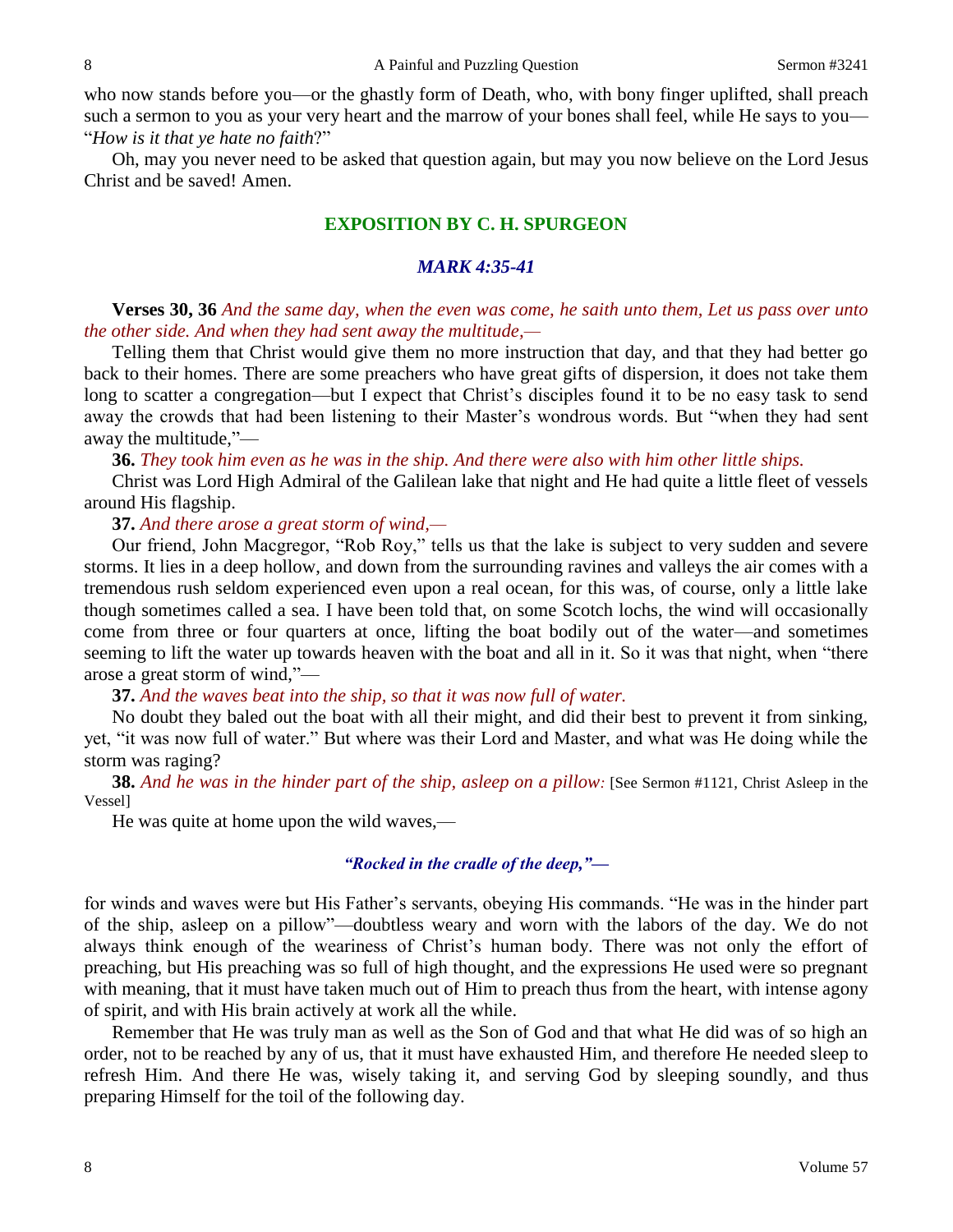who now stands before you—or the ghastly form of Death, who, with bony finger uplifted, shall preach such a sermon to you as your very heart and the marrow of your bones shall feel, while He says to you—"*How is it that ye hate no faith*?"

Oh, may you never need to be asked that question again, but may you now believe on the Lord Jesus Christ and be saved! Amen.

## EXPOSITION BY C. H. SPURGEON

### *MARK 4:35-41*

**Verses 30, 36** *And the same day, when the even was come, he saith unto them, Let us pass over unto the other side. And when they had sent away the multitude,—*

Telling them that Christ would give them no more instruction that day, and that they had better go back to their homes. There are some preachers who have great gifts of dispersion, it does not take them long to scatter a congregation—but I expect that Christ's disciples found it to be no easy task to send away the crowds that had been listening to their Master's wondrous words. But "when they had sent away the multitude,"—

**36.** *They took him even as he was in the ship. And there were also with him other little ships.*

Christ was Lord High Admiral of the Galilean lake that night and He had quite a little fleet of vessels around His flagship.

**37.** *And there arose a great storm of wind,—*

Our friend, John Macgregor, "Rob Roy," tells us that the lake is subject to very sudden and severe storms. It lies in a deep hollow, and down from the surrounding ravines and valleys the air comes with a tremendous rush seldom experienced even upon a real ocean, for this was, of course, only a little lake though sometimes called a sea. I have been told that, on some Scotch lochs, the wind will occasionally come from three or four quarters at once, lifting the boat bodily out of the water—and sometimes seeming to lift the water up towards heaven with the boat and all in it. So it was that night, when "there arose a great storm of wind,"—

**37.** *And the waves beat into the ship, so that it was now full of water.*

No doubt they baled out the boat with all their might, and did their best to prevent it from sinking, yet, "it was now full of water." But where was their Lord and Master, and what was He doing while the storm was raging?

**38.** *And he was in the hinder part of the ship, asleep on a pillow:* [See Sermon #1121, Christ Asleep in the Vessel]

He was quite at home upon the wild waves,—

*"Rocked in the cradle of the deep,"—*

for winds and waves were but His Father's servants, obeying His commands. "He was in the hinder part of the ship, asleep on a pillow"—doubtless weary and worn with the labors of the day. We do not always think enough of the weariness of Christ's human body. There was not only the effort of preaching, but His preaching was so full of high thought, and the expressions He used were so pregnant with meaning, that it must have taken much out of Him to preach thus from the heart, with intense agony of spirit, and with His brain actively at work all the while.

Remember that He was truly man as well as the Son of God and that what He did was of so high an order, not to be reached by any of us, that it must have exhausted Him, and therefore He needed sleep to refresh Him. And there He was, wisely taking it, and serving God by sleeping soundly, and thus preparing Himself for the toil of the following day.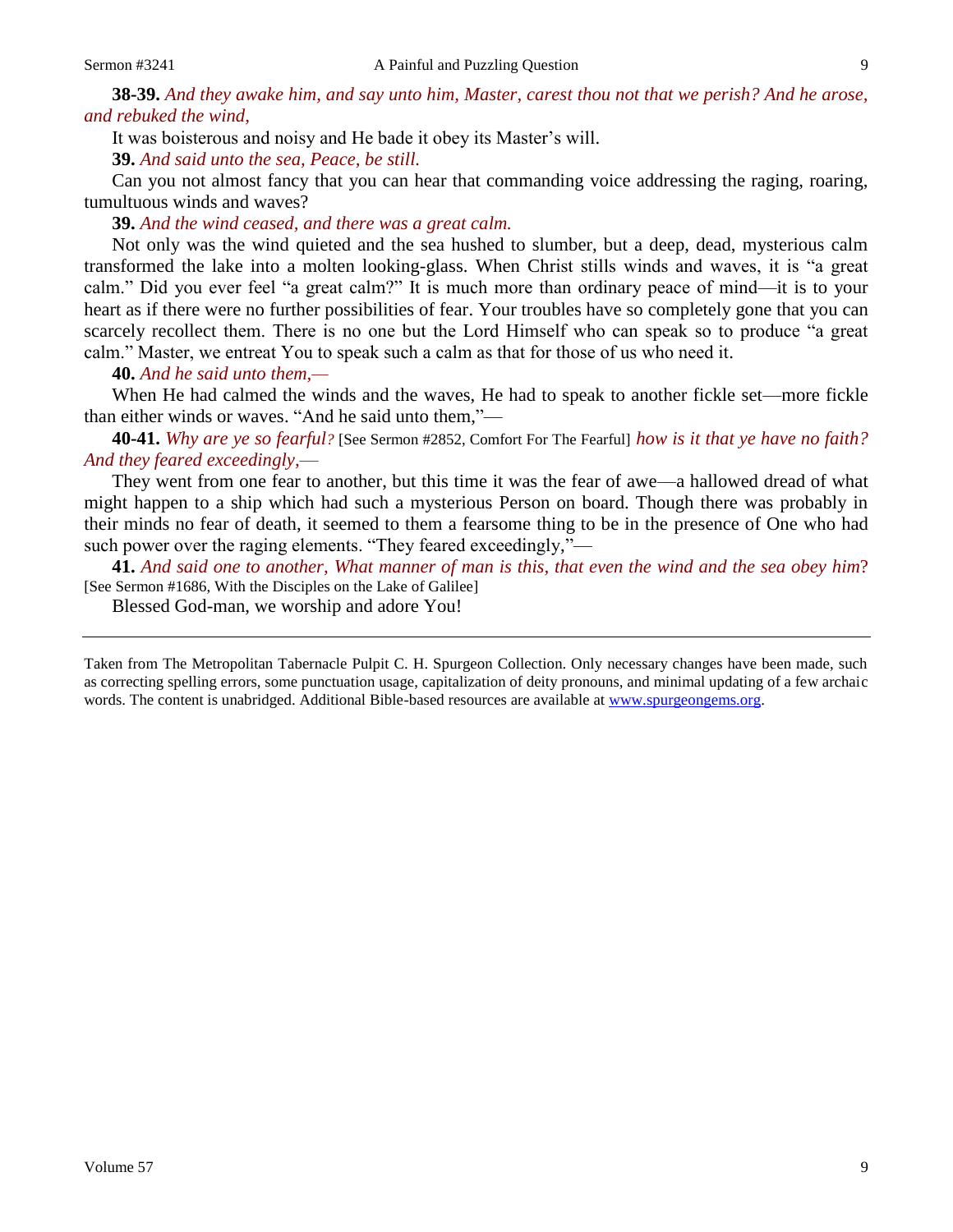**38-39.** *And they awake him, and say unto him, Master, carest thou not that we perish? And he arose, and rebuked the wind,*

It was boisterous and noisy and He bade it obey its Master's will.

**39.** *And said unto the sea, Peace, be still.*

Can you not almost fancy that you can hear that commanding voice addressing the raging, roaring, tumultuous winds and waves?

**39.** *And the wind ceased, and there was a great calm.*

Not only was the wind quieted and the sea hushed to slumber, but a deep, dead, mysterious calm transformed the lake into a molten looking-glass. When Christ stills winds and waves, it is "a great calm." Did you ever feel "a great calm?" It is much more than ordinary peace of mind—it is to your heart as if there were no further possibilities of fear. Your troubles have so completely gone that you can scarcely recollect them. There is no one but the Lord Himself who can speak so to produce "a great calm." Master, we entreat You to speak such a calm as that for those of us who need it.

**40.** *And he said unto them,—*

When He had calmed the winds and the waves, He had to speak to another fickle set—more fickle than either winds or waves. "And he said unto them,"—

**40-41.** *Why are ye so fearful?* [See Sermon #2852, Comfort For The Fearful] *how is it that ye have no faith? And they feared exceedingly,—*

They went from one fear to another, but this time it was the fear of awe—a hallowed dread of what might happen to a ship which had such a mysterious Person on board. Though there was probably in their minds no fear of death, it seemed to them a fearsome thing to be in the presence of One who had such power over the raging elements. "They feared exceedingly,"—

**41.** *And said one to another, What manner of man is this, that even the wind and the sea obey him?* [See Sermon #1686, With the Disciples on the Lake of Galilee]

Blessed God-man, we worship and adore You!

---

Taken from The Metropolitan Tabernacle Pulpit C. H. Spurgeon Collection. Only necessary changes have been made, such as correcting spelling errors, some punctuation usage, capitalization of deity pronouns, and minimal updating of a few archaic words. The content is unabridged. Additional Bible-based resources are available at www.spurgeongems.org.